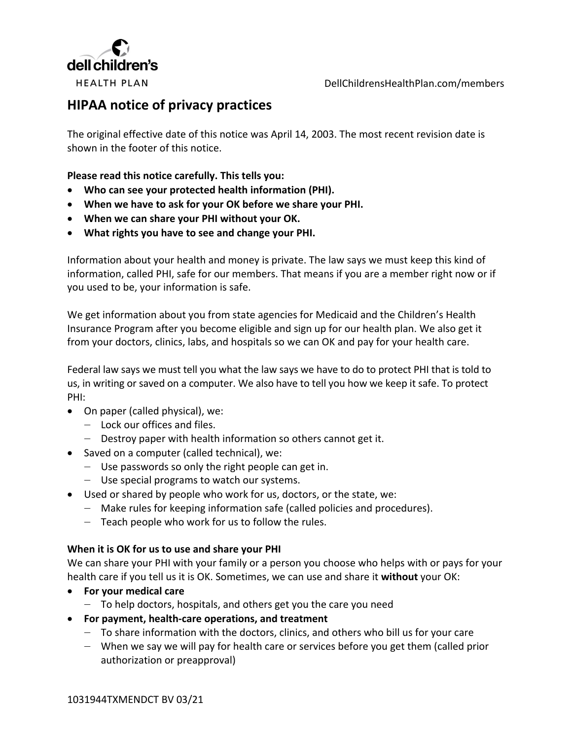DellChildrensHealthPlan.com/members

# HIPAA notice of privacy practices

The original effective date of this notice was April 14, 2003. The most recent revision date is shown in the footer of this notice.

**Please read this notice carefully. This tells you:**

- **Who can see your protected health information (PHI).**
- **When we have to ask for your OK before we share your PHI.**
- **When we can share your PHI without your OK.**
- **What rights you have to see and change your PHI.**

Information about your health and money is private. The law says we must keep this kind of information, called PHI, safe for our members. That means if you are a member right now or if you used to be, your information is safe.

We get information about you from state agencies for Medicaid and the Children's Health Insurance Program after you become eligible and sign up for our health plan. We also get it from your doctors, clinics, labs, and hospitals so we can OK and pay for your health care.

Federal law says we must tell you what the law says we have to do to protect PHI that is told to us, in writing or saved on a computer. We also have to tell you how we keep it safe. To protect PHI:

- On paper (called physical), we:
  - Lock our offices and files.
  - Destroy paper with health information so others cannot get it.
- Saved on a computer (called technical), we:
  - Use passwords so only the right people can get in.
  - Use special programs to watch our systems.
- Used or shared by people who work for us, doctors, or the state, we:
  - Make rules for keeping information safe (called policies and procedures).
  - Teach people who work for us to follow the rules.

**When it is OK for us to use and share your PHI**

We can share your PHI with your family or a person you choose who helps with or pays for your health care if you tell us it is OK. Sometimes, we can use and share it **without** your OK:

- **For your medical care**
  - To help doctors, hospitals, and others get you the care you need
- **For payment, health-care operations, and treatment**
  - To share information with the doctors, clinics, and others who bill us for your care
  - When we say we will pay for health care or services before you get them (called prior authorization or preapproval)

1031944TXMENDCT BV 03/21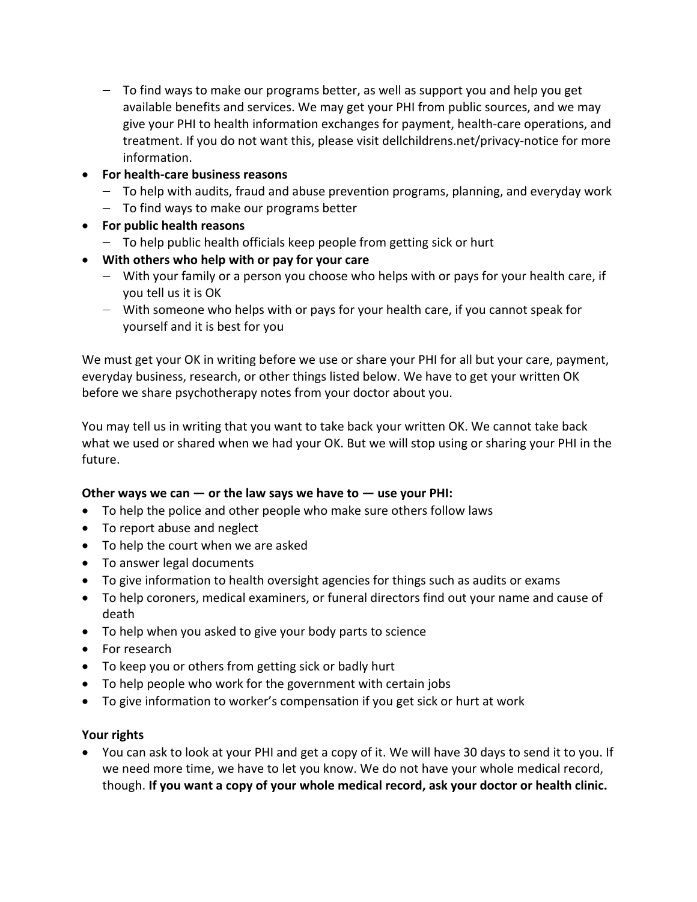- To find ways to make our programs better, as well as support you and help you get available benefits and services. We may get your PHI from public sources, and we may give your PHI to health information exchanges for payment, health-care operations, and treatment. If you do not want this, please visit dellchildrens.net/privacy-notice for more information.
- **For health-care business reasons**
  - To help with audits, fraud and abuse prevention programs, planning, and everyday work
  - To find ways to make our programs better
- **For public health reasons**
  - To help public health officials keep people from getting sick or hurt
- **With others who help with or pay for your care**
  - With your family or a person you choose who helps with or pays for your health care, if you tell us it is OK
  - With someone who helps with or pays for your health care, if you cannot speak for yourself and it is best for you

We must get your OK in writing before we use or share your PHI for all but your care, payment, everyday business, research, or other things listed below. We have to get your written OK before we share psychotherapy notes from your doctor about you.

You may tell us in writing that you want to take back your written OK. We cannot take back what we used or shared when we had your OK. But we will stop using or sharing your PHI in the future.

**Other ways we can — or the law says we have to — use your PHI:**

- To help the police and other people who make sure others follow laws
- To report abuse and neglect
- To help the court when we are asked
- To answer legal documents
- To give information to health oversight agencies for things such as audits or exams
- To help coroners, medical examiners, or funeral directors find out your name and cause of death
- To help when you asked to give your body parts to science
- For research
- To keep you or others from getting sick or badly hurt
- To help people who work for the government with certain jobs
- To give information to worker's compensation if you get sick or hurt at work

**Your rights**

- You can ask to look at your PHI and get a copy of it. We will have 30 days to send it to you. If we need more time, we have to let you know. We do not have your whole medical record, though. **If you want a copy of your whole medical record, ask your doctor or health clinic.**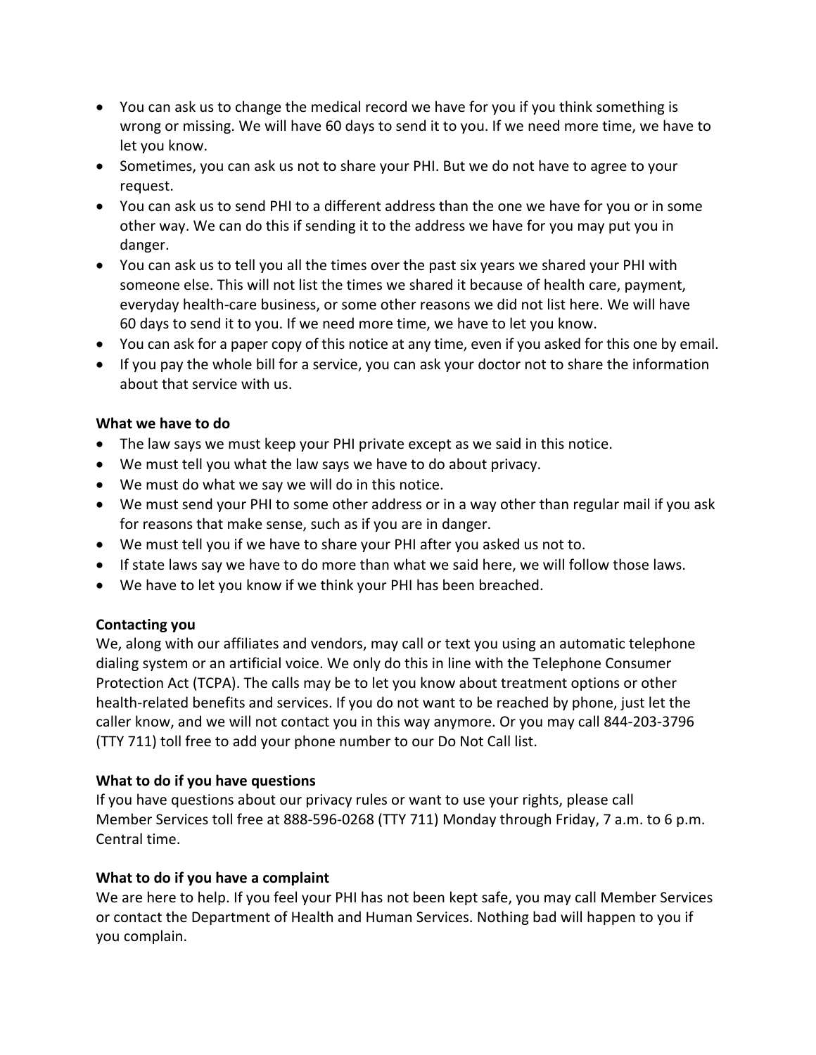- You can ask us to change the medical record we have for you if you think something is wrong or missing. We will have 60 days to send it to you. If we need more time, we have to let you know.
- Sometimes, you can ask us not to share your PHI. But we do not have to agree to your request.
- You can ask us to send PHI to a different address than the one we have for you or in some other way. We can do this if sending it to the address we have for you may put you in danger.
- You can ask us to tell you all the times over the past six years we shared your PHI with someone else. This will not list the times we shared it because of health care, payment, everyday health-care business, or some other reasons we did not list here. We will have 60 days to send it to you. If we need more time, we have to let you know.
- You can ask for a paper copy of this notice at any time, even if you asked for this one by email.
- If you pay the whole bill for a service, you can ask your doctor not to share the information about that service with us.

**What we have to do**

- The law says we must keep your PHI private except as we said in this notice.
- We must tell you what the law says we have to do about privacy.
- We must do what we say we will do in this notice.
- We must send your PHI to some other address or in a way other than regular mail if you ask for reasons that make sense, such as if you are in danger.
- We must tell you if we have to share your PHI after you asked us not to.
- If state laws say we have to do more than what we said here, we will follow those laws.
- We have to let you know if we think your PHI has been breached.

**Contacting you**

We, along with our affiliates and vendors, may call or text you using an automatic telephone dialing system or an artificial voice. We only do this in line with the Telephone Consumer Protection Act (TCPA). The calls may be to let you know about treatment options or other health-related benefits and services. If you do not want to be reached by phone, just let the caller know, and we will not contact you in this way anymore. Or you may call 844-203-3796 (TTY 711) toll free to add your phone number to our Do Not Call list.

**What to do if you have questions**

If you have questions about our privacy rules or want to use your rights, please call Member Services toll free at 888-596-0268 (TTY 711) Monday through Friday, 7 a.m. to 6 p.m. Central time.

**What to do if you have a complaint**

We are here to help. If you feel your PHI has not been kept safe, you may call Member Services or contact the Department of Health and Human Services. Nothing bad will happen to you if you complain.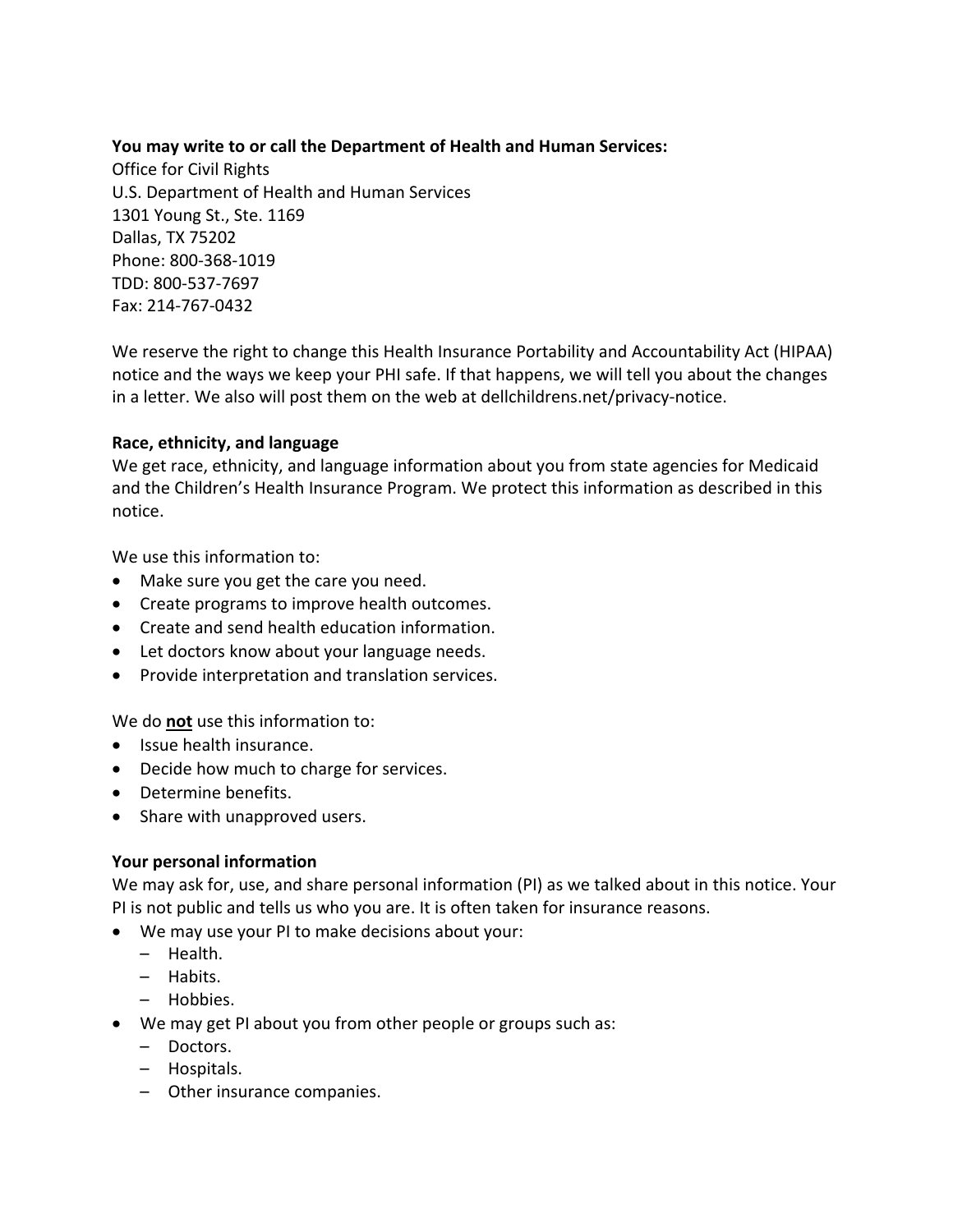**You may write to or call the Department of Health and Human Services:**
Office for Civil Rights
U.S. Department of Health and Human Services
1301 Young St., Ste. 1169
Dallas, TX 75202
Phone: 800-368-1019
TDD: 800-537-7697
Fax: 214-767-0432

We reserve the right to change this Health Insurance Portability and Accountability Act (HIPAA) notice and the ways we keep your PHI safe. If that happens, we will tell you about the changes in a letter. We also will post them on the web at dellchildrens.net/privacy-notice.

**Race, ethnicity, and language**

We get race, ethnicity, and language information about you from state agencies for Medicaid and the Children's Health Insurance Program. We protect this information as described in this notice.

We use this information to:

- Make sure you get the care you need.
- Create programs to improve health outcomes.
- Create and send health education information.
- Let doctors know about your language needs.
- Provide interpretation and translation services.

We do <u>**not**</u> use this information to:

- Issue health insurance.
- Decide how much to charge for services.
- Determine benefits.
- Share with unapproved users.

**Your personal information**

We may ask for, use, and share personal information (PI) as we talked about in this notice. Your PI is not public and tells us who you are. It is often taken for insurance reasons.

- We may use your PI to make decisions about your:
  - Health.
  - Habits.
  - Hobbies.
- We may get PI about you from other people or groups such as:
  - Doctors.
  - Hospitals.
  - Other insurance companies.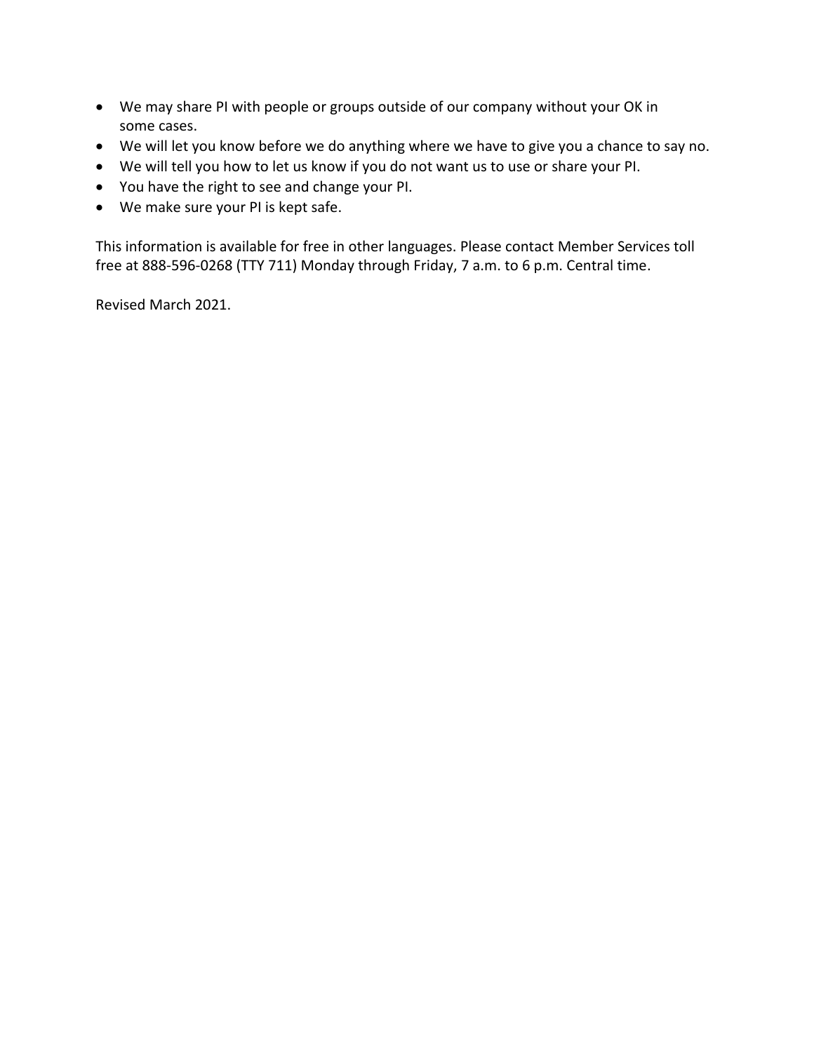- We may share PI with people or groups outside of our company without your OK in some cases.
- We will let you know before we do anything where we have to give you a chance to say no.
- We will tell you how to let us know if you do not want us to use or share your PI.
- You have the right to see and change your PI.
- We make sure your PI is kept safe.

This information is available for free in other languages. Please contact Member Services toll free at 888-596-0268 (TTY 711) Monday through Friday, 7 a.m. to 6 p.m. Central time.

Revised March 2021.